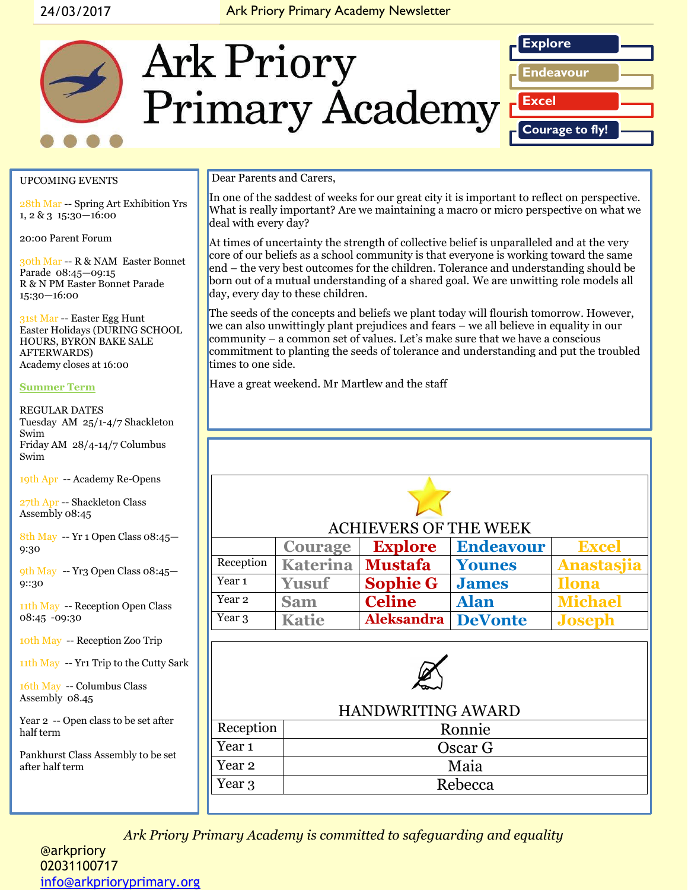24/03/2017 — Ark Priory Primary Academy Newsletter

# Ark Priory Primary Academy

**Explore**
**Endeavour**
**Excel**
**Courage to fly!**

Dear Parents and Carers,

In one of the saddest of weeks for our great city it is important to reflect on perspective. What is really important? Are we maintaining a macro or micro perspective on what we deal with every day?

At times of uncertainty the strength of collective belief is unparalleled and at the very core of our beliefs as a school community is that everyone is working toward the same end – the very best outcomes for the children. Tolerance and understanding should be born out of a mutual understanding of a shared goal. We are unwitting role models all day, every day to these children.

The seeds of the concepts and beliefs we plant today will flourish tomorrow. However, we can also unwittingly plant prejudices and fears – we all believe in equality in our community – a common set of values. Let's make sure that we have a conscious commitment to planting the seeds of tolerance and understanding and put the troubled times to one side.

Have a great weekend. Mr Martlew and the staff

## UPCOMING EVENTS

28th Mar -- Spring Art Exhibition Yrs 1, 2 & 3 15:30—16:00

20:00 Parent Forum

30th Mar -- R & NAM Easter Bonnet Parade 08:45—09:15
R & N PM Easter Bonnet Parade 15:30—16:00

31st Mar -- Easter Egg Hunt
Easter Holidays (DURING SCHOOL HOURS, BYRON BAKE SALE AFTERWARDS)
Academy closes at 16:00

**Summer Term**

REGULAR DATES
Tuesday AM 25/1-4/7 Shackleton Swim
Friday AM 28/4-14/7 Columbus Swim

19th Apr -- Academy Re-Opens

27th Apr -- Shackleton Class Assembly 08:45

8th May -- Yr 1 Open Class 08:45—9:30

9th May -- Yr3 Open Class 08:45—9::30

11th May -- Reception Open Class 08:45 -09:30

10th May -- Reception Zoo Trip

11th May -- Yr1 Trip to the Cutty Sark

16th May -- Columbus Class Assembly 08.45

Year 2 -- Open class to be set after half term

Pankhurst Class Assembly to be set after half term

## ACHIEVERS OF THE WEEK

| | Courage | Explore | Endeavour | Excel |
|---|---|---|---|---|
| Reception | Katerina | Mustafa | Younes | Anastasjia |
| Year 1 | Yusuf | Sophie G | James | Ilona |
| Year 2 | Sam | Celine | Alan | Michael |
| Year 3 | Katie | Aleksandra | DeVonte | Joseph |

## HANDWRITING AWARD

| | |
|---|---|
| Reception | Ronnie |
| Year 1 | Oscar G |
| Year 2 | Maia |
| Year 3 | Rebecca |

*Ark Priory Primary Academy is committed to safeguarding and equality*

@arkpriory
02031100717
info@arkprioryprimary.org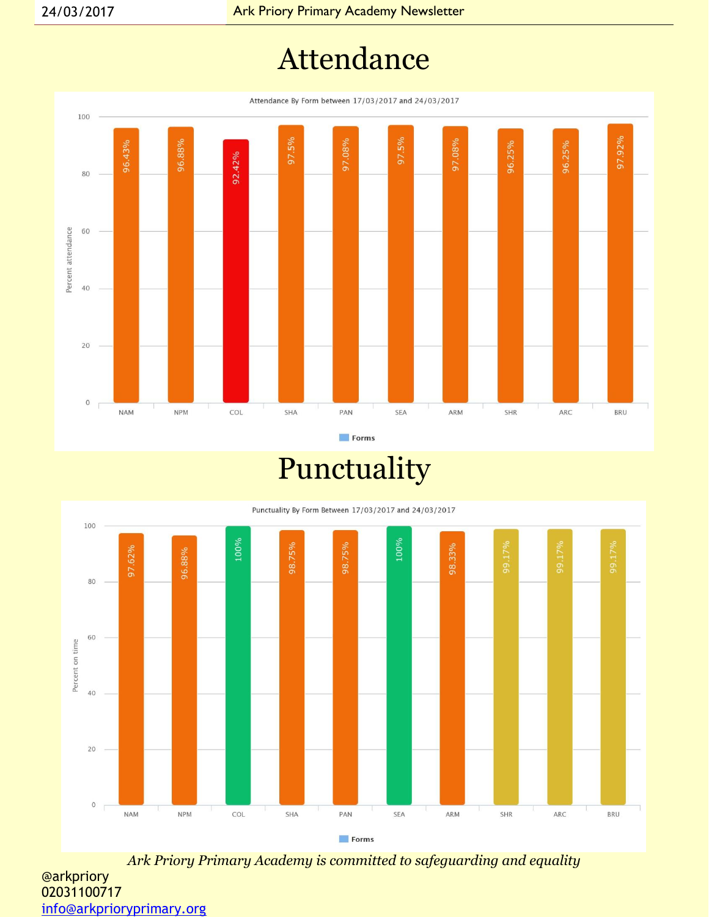# Attendance

Attendance By Form between 17/03/2017 and 24/03/2017

| Form | Percent attendance |
|---|---|
| NAM | 96.43% |
| NPM | 96.88% |
| COL | 92.42% |
| SHA | 97.5% |
| PAN | 97.08% |
| SEA | 97.5% |
| ARM | 97.08% |
| SHR | 96.25% |
| ARC | 96.25% |
| BRU | 97.92% |

# Punctuality

Punctuality By Form Between 17/03/2017 and 24/03/2017

| Form | Percent on time |
|---|---|
| NAM | 97.62% |
| NPM | 96.88% |
| COL | 100% |
| SHA | 98.75% |
| PAN | 98.75% |
| SEA | 100% |
| ARM | 98.33% |
| SHR | 99.17% |
| ARC | 99.17% |
| BRU | 99.17% |

*Ark Priory Primary Academy is committed to safeguarding and equality*

@arkpriory
02031100717
info@arkprioryprimary.org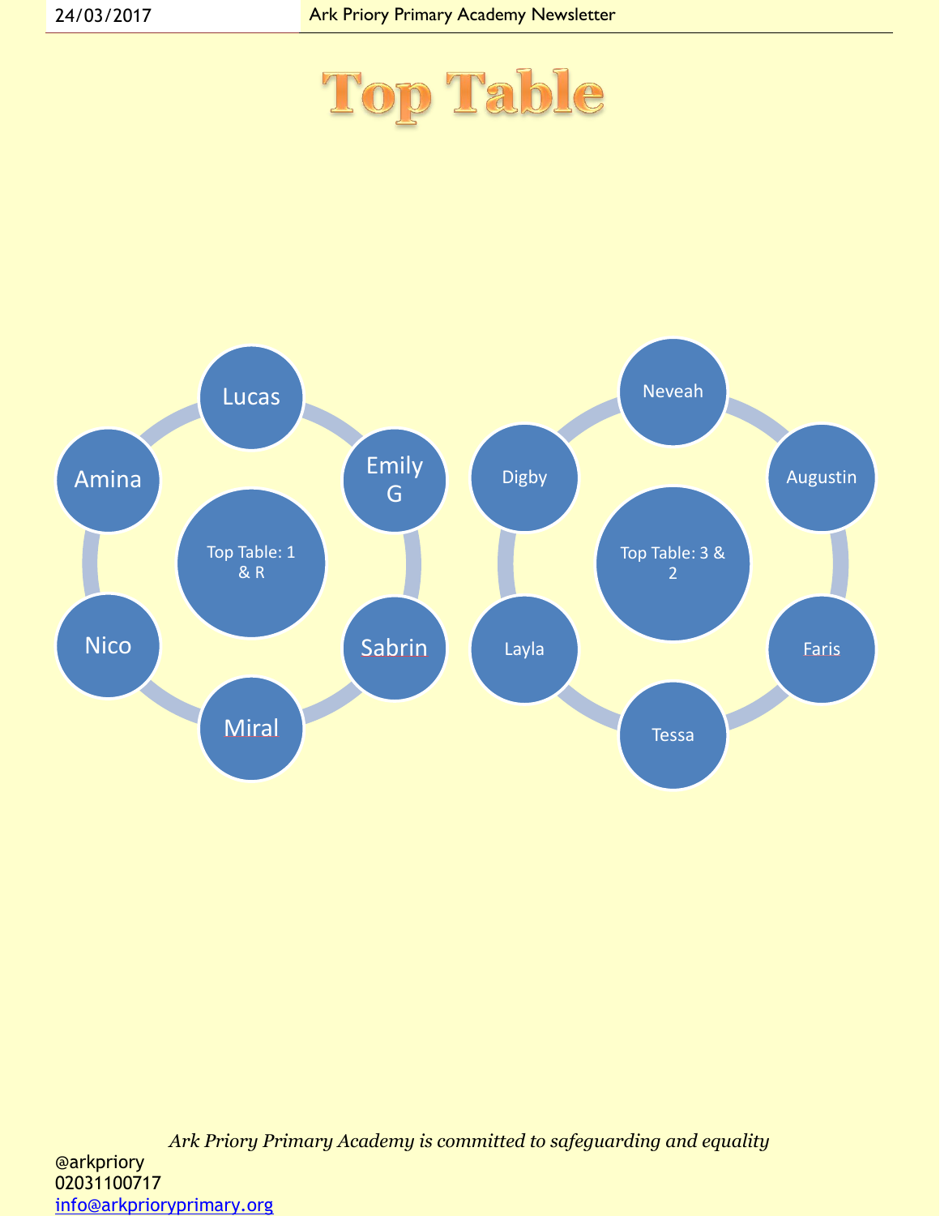# Top Table

**Top Table: 1 & R**

- Lucas
- Emily G
- Sabrin
- Miral
- Nico
- Amina

**Top Table: 3 & 2**

- Neveah
- Augustin
- Faris
- Tessa
- Layla
- Digby

*Ark Priory Primary Academy is committed to safeguarding and equality*

@arkpriory
02031100717
info@arkprioryprimary.org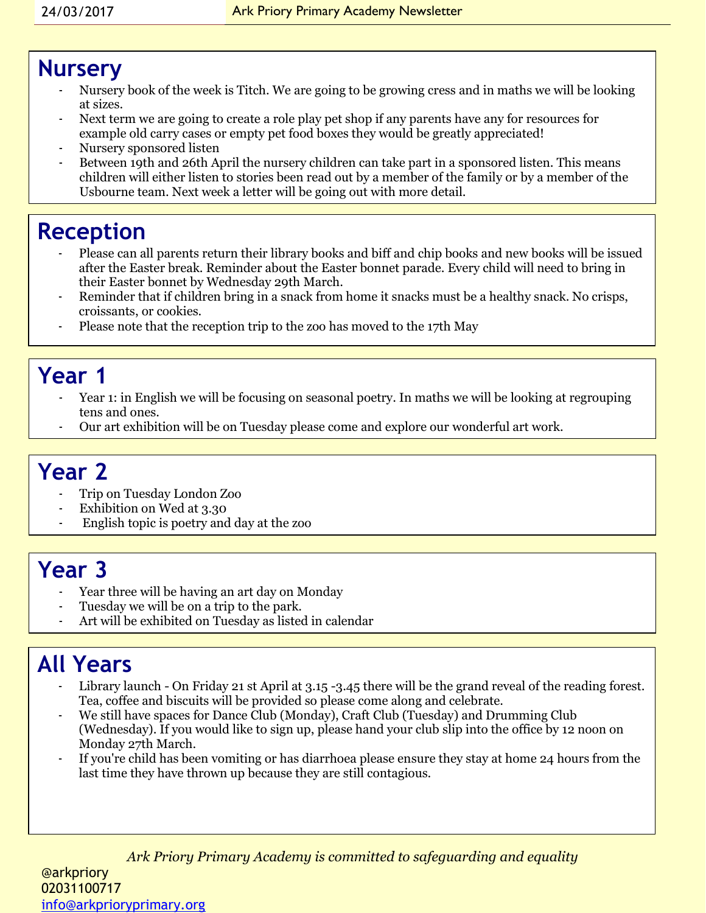## Nursery

- Nursery book of the week is Titch. We are going to be growing cress and in maths we will be looking at sizes.
- Next term we are going to create a role play pet shop if any parents have any for resources for example old carry cases or empty pet food boxes they would be greatly appreciated!
- Nursery sponsored listen
- Between 19th and 26th April the nursery children can take part in a sponsored listen. This means children will either listen to stories been read out by a member of the family or by a member of the Usbourne team. Next week a letter will be going out with more detail.

## Reception

- Please can all parents return their library books and biff and chip books and new books will be issued after the Easter break. Reminder about the Easter bonnet parade. Every child will need to bring in their Easter bonnet by Wednesday 29th March.
- Reminder that if children bring in a snack from home it snacks must be a healthy snack. No crisps, croissants, or cookies.
- Please note that the reception trip to the zoo has moved to the 17th May

## Year 1

- Year 1: in English we will be focusing on seasonal poetry. In maths we will be looking at regrouping tens and ones.
- Our art exhibition will be on Tuesday please come and explore our wonderful art work.

## Year 2

- Trip on Tuesday London Zoo
- Exhibition on Wed at 3.30
- English topic is poetry and day at the zoo

## Year 3

- Year three will be having an art day on Monday
- Tuesday we will be on a trip to the park.
- Art will be exhibited on Tuesday as listed in calendar

## All Years

- Library launch - On Friday 21 st April at 3.15 -3.45 there will be the grand reveal of the reading forest. Tea, coffee and biscuits will be provided so please come along and celebrate.
- We still have spaces for Dance Club (Monday), Craft Club (Tuesday) and Drumming Club (Wednesday). If you would like to sign up, please hand your club slip into the office by 12 noon on Monday 27th March.
- If you're child has been vomiting or has diarrhoea please ensure they stay at home 24 hours from the last time they have thrown up because they are still contagious.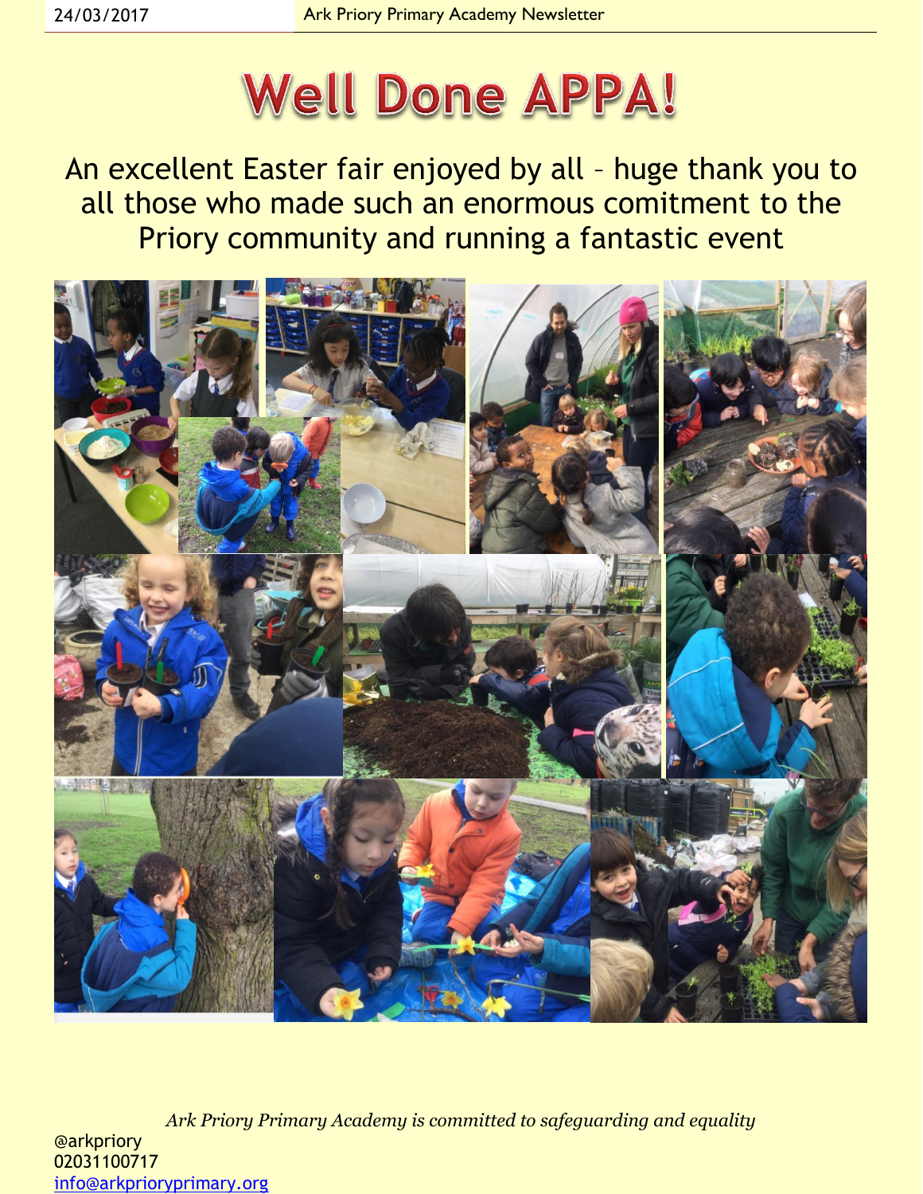# Well Done APPA!

An excellent Easter fair enjoyed by all – huge thank you to all those who made such an enormous comitment to the Priory community and running a fantastic event

*Ark Priory Primary Academy is committed to safeguarding and equality*

@arkpriory
02031100717
info@arkprioryprimary.org